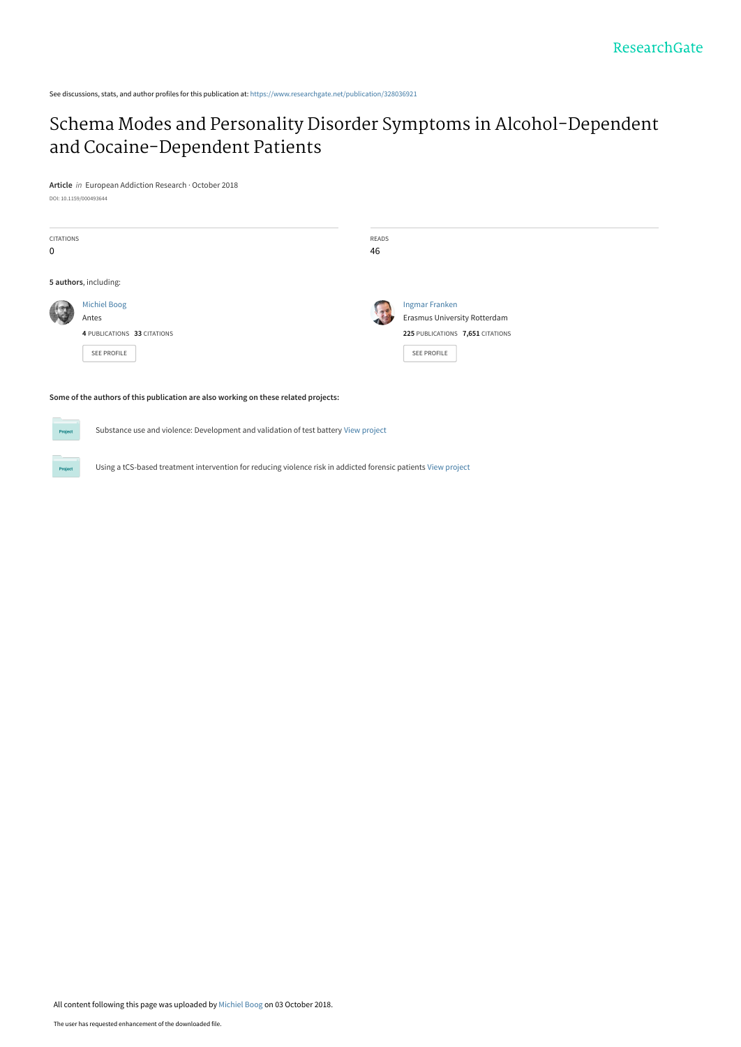ResearchGate

See discussions, stats, and author profiles for this publication at: https://www.researchgate.net/publication/328036921

# Schema Modes and Personality Disorder Symptoms in Alcohol-Dependent and Cocaine-Dependent Patients

**Article** *in* European Addiction Research · October 2018

DOI: 10.1159/000493644

| CITATIONS | READS |
|---|---|
| 0 | 46 |

**5 authors**, including:

Michiel Boog
Antes
**4** PUBLICATIONS **33** CITATIONS
SEE PROFILE

Ingmar Franken
Erasmus University Rotterdam
**225** PUBLICATIONS **7,651** CITATIONS
SEE PROFILE

**Some of the authors of this publication are also working on these related projects:**

Project: Substance use and violence: Development and validation of test battery View project

Project: Using a tCS-based treatment intervention for reducing violence risk in addicted forensic patients View project

All content following this page was uploaded by Michiel Boog on 03 October 2018.

The user has requested enhancement of the downloaded file.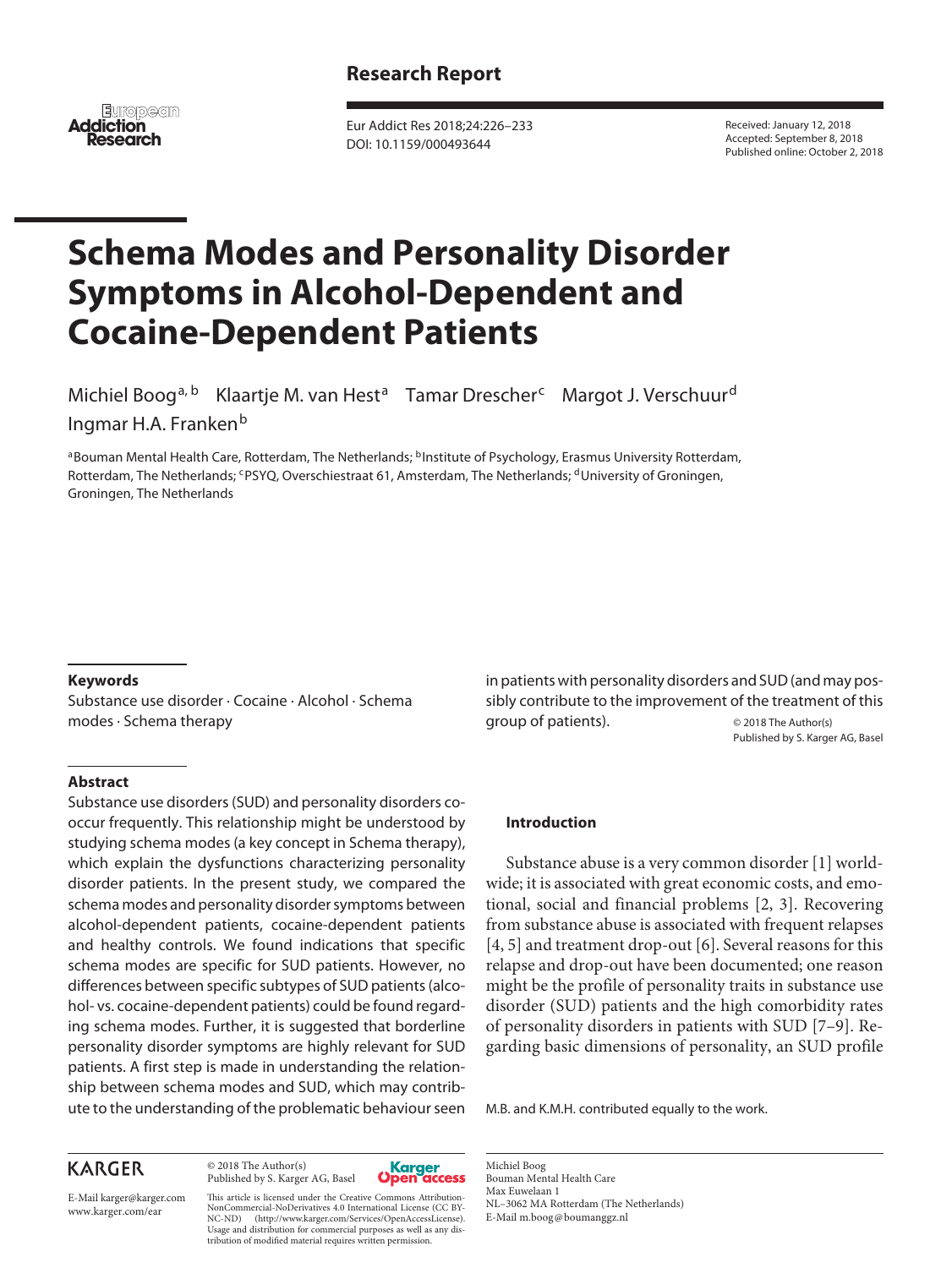Research Report

# Schema Modes and Personality Disorder Symptoms in Alcohol-Dependent and Cocaine-Dependent Patients

Michiel Boog[a, b] Klaartje M. van Hest[a] Tamar Drescher[c] Margot J. Verschuur[d] Ingmar H.A. Franken[b]

[a]Bouman Mental Health Care, Rotterdam, The Netherlands; [b]Institute of Psychology, Erasmus University Rotterdam, Rotterdam, The Netherlands; [c]PSYQ, Overschiestraat 61, Amsterdam, The Netherlands; [d]University of Groningen, Groningen, The Netherlands

Received: January 12, 2018
Accepted: September 8, 2018
Published online: October 2, 2018

DOI: 10.1159/000493644

### Keywords

Substance use disorder · Cocaine · Alcohol · Schema modes · Schema therapy

### Abstract

Substance use disorders (SUD) and personality disorders co-occur frequently. This relationship might be understood by studying schema modes (a key concept in Schema therapy), which explain the dysfunctions characterizing personality disorder patients. In the present study, we compared the schema modes and personality disorder symptoms between alcohol-dependent patients, cocaine-dependent patients and healthy controls. We found indications that specific schema modes are specific for SUD patients. However, no differences between specific subtypes of SUD patients (alcohol- vs. cocaine-dependent patients) could be found regarding schema modes. Further, it is suggested that borderline personality disorder symptoms are highly relevant for SUD patients. A first step is made in understanding the relationship between schema modes and SUD, which may contribute to the understanding of the problematic behaviour seen in patients with personality disorders and SUD (and may possibly contribute to the improvement of the treatment of this group of patients).

© 2018 The Author(s)
Published by S. Karger AG, Basel

## Introduction

Substance abuse is a very common disorder [1] worldwide; it is associated with great economic costs, and emotional, social and financial problems [2, 3]. Recovering from substance abuse is associated with frequent relapses [4, 5] and treatment drop-out [6]. Several reasons for this relapse and drop-out have been documented; one reason might be the profile of personality traits in substance use disorder (SUD) patients and the high comorbidity rates of personality disorders in patients with SUD [7–9]. Regarding basic dimensions of personality, an SUD profile

M.B. and K.M.H. contributed equally to the work.

© 2018 The Author(s)
Published by S. Karger AG, Basel

This article is licensed under the Creative Commons Attribution-NonCommercial-NoDerivatives 4.0 International License (CC BY-NC-ND) (http://www.karger.com/Services/OpenAccessLicense). Usage and distribution for commercial purposes as well as any distribution of modified material requires written permission.

Michiel Boog
Bouman Mental Health Care
Max Euwelaan 1
NL–3062 MA Rotterdam (The Netherlands)
E-Mail m.boog@boumanggz.nl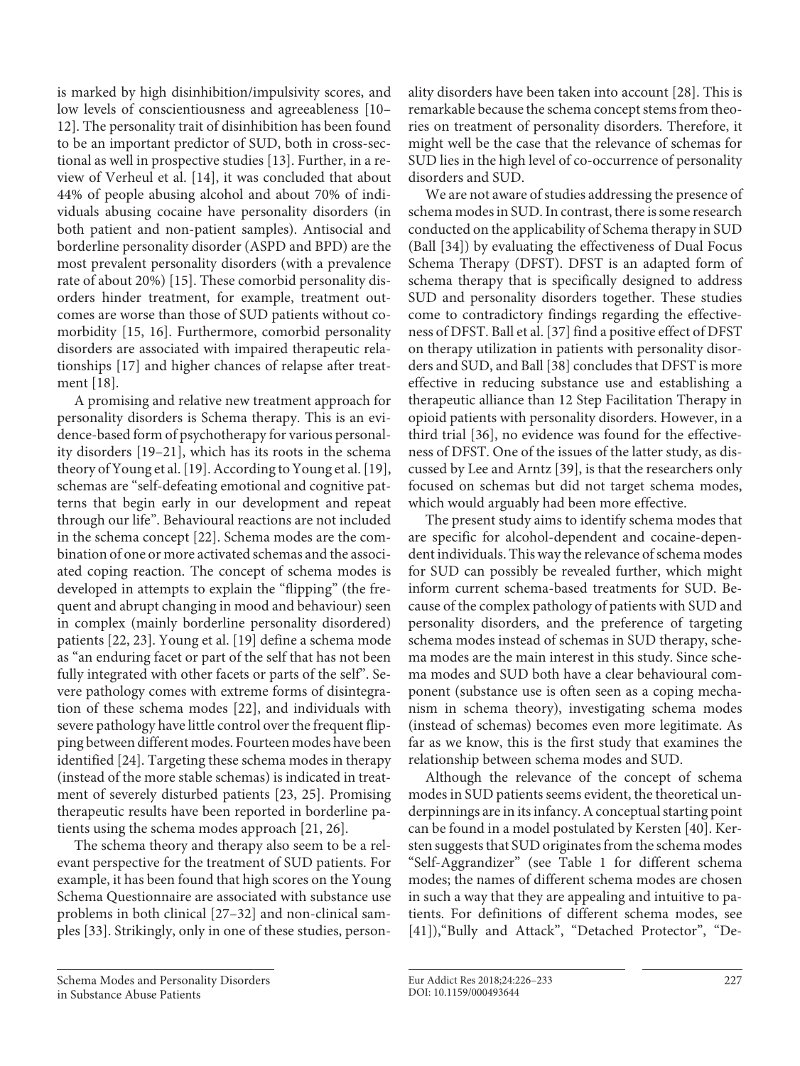is marked by high disinhibition/impulsivity scores, and low levels of conscientiousness and agreeableness [10–12]. The personality trait of disinhibition has been found to be an important predictor of SUD, both in cross-sectional as well in prospective studies [13]. Further, in a review of Verheul et al. [14], it was concluded that about 44% of people abusing alcohol and about 70% of individuals abusing cocaine have personality disorders (in both patient and non-patient samples). Antisocial and borderline personality disorder (ASPD and BPD) are the most prevalent personality disorders (with a prevalence rate of about 20%) [15]. These comorbid personality disorders hinder treatment, for example, treatment outcomes are worse than those of SUD patients without comorbidity [15, 16]. Furthermore, comorbid personality disorders are associated with impaired therapeutic relationships [17] and higher chances of relapse after treatment [18].

A promising and relative new treatment approach for personality disorders is Schema therapy. This is an evidence-based form of psychotherapy for various personality disorders [19–21], which has its roots in the schema theory of Young et al. [19]. According to Young et al. [19], schemas are "self-defeating emotional and cognitive patterns that begin early in our development and repeat through our life". Behavioural reactions are not included in the schema concept [22]. Schema modes are the combination of one or more activated schemas and the associated coping reaction. The concept of schema modes is developed in attempts to explain the "flipping" (the frequent and abrupt changing in mood and behaviour) seen in complex (mainly borderline personality disordered) patients [22, 23]. Young et al. [19] define a schema mode as "an enduring facet or part of the self that has not been fully integrated with other facets or parts of the self". Severe pathology comes with extreme forms of disintegration of these schema modes [22], and individuals with severe pathology have little control over the frequent flipping between different modes. Fourteen modes have been identified [24]. Targeting these schema modes in therapy (instead of the more stable schemas) is indicated in treatment of severely disturbed patients [23, 25]. Promising therapeutic results have been reported in borderline patients using the schema modes approach [21, 26].

The schema theory and therapy also seem to be a relevant perspective for the treatment of SUD patients. For example, it has been found that high scores on the Young Schema Questionnaire are associated with substance use problems in both clinical [27–32] and non-clinical samples [33]. Strikingly, only in one of these studies, personality disorders have been taken into account [28]. This is remarkable because the schema concept stems from theories on treatment of personality disorders. Therefore, it might well be the case that the relevance of schemas for SUD lies in the high level of co-occurrence of personality disorders and SUD.

We are not aware of studies addressing the presence of schema modes in SUD. In contrast, there is some research conducted on the applicability of Schema therapy in SUD (Ball [34]) by evaluating the effectiveness of Dual Focus Schema Therapy (DFST). DFST is an adapted form of schema therapy that is specifically designed to address SUD and personality disorders together. These studies come to contradictory findings regarding the effectiveness of DFST. Ball et al. [37] find a positive effect of DFST on therapy utilization in patients with personality disorders and SUD, and Ball [38] concludes that DFST is more effective in reducing substance use and establishing a therapeutic alliance than 12 Step Facilitation Therapy in opioid patients with personality disorders. However, in a third trial [36], no evidence was found for the effectiveness of DFST. One of the issues of the latter study, as discussed by Lee and Arntz [39], is that the researchers only focused on schemas but did not target schema modes, which would arguably had been more effective.

The present study aims to identify schema modes that are specific for alcohol-dependent and cocaine-dependent individuals. This way the relevance of schema modes for SUD can possibly be revealed further, which might inform current schema-based treatments for SUD. Because of the complex pathology of patients with SUD and personality disorders, and the preference of targeting schema modes instead of schemas in SUD therapy, schema modes are the main interest in this study. Since schema modes and SUD both have a clear behavioural component (substance use is often seen as a coping mechanism in schema theory), investigating schema modes (instead of schemas) becomes even more legitimate. As far as we know, this is the first study that examines the relationship between schema modes and SUD.

Although the relevance of the concept of schema modes in SUD patients seems evident, the theoretical underpinnings are in its infancy. A conceptual starting point can be found in a model postulated by Kersten [40]. Kersten suggests that SUD originates from the schema modes "Self-Aggrandizer" (see Table 1 for different schema modes; the names of different schema modes are chosen in such a way that they are appealing and intuitive to patients. For definitions of different schema modes, see [41]),"Bully and Attack", "Detached Protector", "De-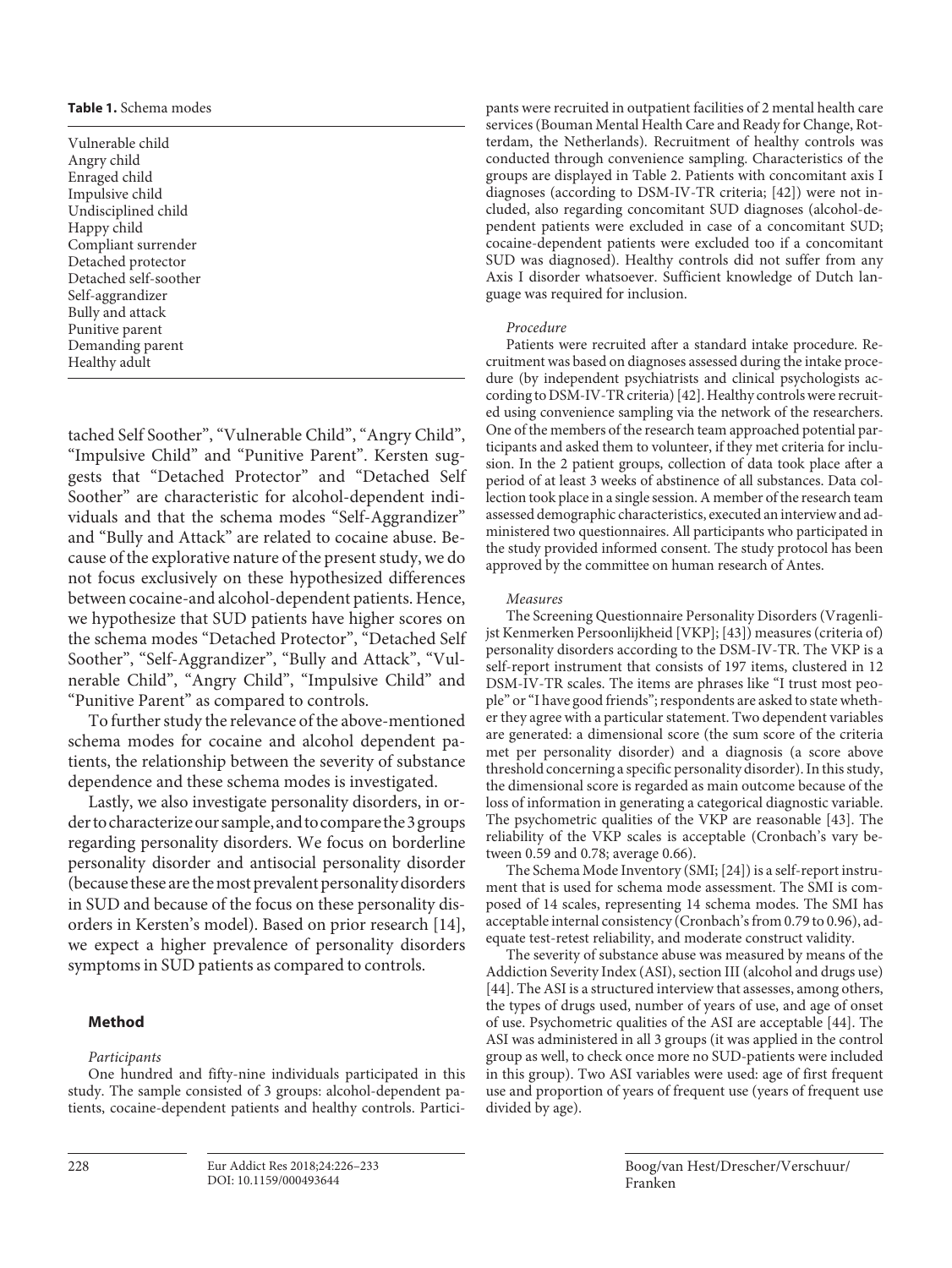**Table 1.** Schema modes

| Schema modes |
|---|
| Vulnerable child |
| Angry child |
| Enraged child |
| Impulsive child |
| Undisciplined child |
| Happy child |
| Compliant surrender |
| Detached protector |
| Detached self-soother |
| Self-aggrandizer |
| Bully and attack |
| Punitive parent |
| Demanding parent |
| Healthy adult |

tached Self Soother", "Vulnerable Child", "Angry Child", "Impulsive Child" and "Punitive Parent". Kersten suggests that "Detached Protector" and "Detached Self Soother" are characteristic for alcohol-dependent individuals and that the schema modes "Self-Aggrandizer" and "Bully and Attack" are related to cocaine abuse. Because of the explorative nature of the present study, we do not focus exclusively on these hypothesized differences between cocaine-and alcohol-dependent patients. Hence, we hypothesize that SUD patients have higher scores on the schema modes "Detached Protector", "Detached Self Soother", "Self-Aggrandizer", "Bully and Attack", "Vulnerable Child", "Angry Child", "Impulsive Child" and "Punitive Parent" as compared to controls.

To further study the relevance of the above-mentioned schema modes for cocaine and alcohol dependent patients, the relationship between the severity of substance dependence and these schema modes is investigated.

Lastly, we also investigate personality disorders, in order to characterize our sample, and to compare the 3 groups regarding personality disorders. We focus on borderline personality disorder and antisocial personality disorder (because these are the most prevalent personality disorders in SUD and because of the focus on these personality disorders in Kersten's model). Based on prior research [14], we expect a higher prevalence of personality disorders symptoms in SUD patients as compared to controls.

## Method

*Participants*

One hundred and fifty-nine individuals participated in this study. The sample consisted of 3 groups: alcohol-dependent patients, cocaine-dependent patients and healthy controls. Participants were recruited in outpatient facilities of 2 mental health care services (Bouman Mental Health Care and Ready for Change, Rotterdam, the Netherlands). Recruitment of healthy controls was conducted through convenience sampling. Characteristics of the groups are displayed in Table 2. Patients with concomitant axis I diagnoses (according to DSM-IV-TR criteria; [42]) were not included, also regarding concomitant SUD diagnoses (alcohol-dependent patients were excluded in case of a concomitant SUD; cocaine-dependent patients were excluded too if a concomitant SUD was diagnosed). Healthy controls did not suffer from any Axis I disorder whatsoever. Sufficient knowledge of Dutch language was required for inclusion.

*Procedure*

Patients were recruited after a standard intake procedure. Recruitment was based on diagnoses assessed during the intake procedure (by independent psychiatrists and clinical psychologists according to DSM-IV-TR criteria) [42]. Healthy controls were recruited using convenience sampling via the network of the researchers. One of the members of the research team approached potential participants and asked them to volunteer, if they met criteria for inclusion. In the 2 patient groups, collection of data took place after a period of at least 3 weeks of abstinence of all substances. Data collection took place in a single session. A member of the research team assessed demographic characteristics, executed an interview and administered two questionnaires. All participants who participated in the study provided informed consent. The study protocol has been approved by the committee on human research of Antes.

*Measures*

The Screening Questionnaire Personality Disorders (Vragenlijst Kenmerken Persoonlijkheid [VKP]; [43]) measures (criteria of) personality disorders according to the DSM-IV-TR. The VKP is a self-report instrument that consists of 197 items, clustered in 12 DSM-IV-TR scales. The items are phrases like "I trust most people" or "I have good friends"; respondents are asked to state whether they agree with a particular statement. Two dependent variables are generated: a dimensional score (the sum score of the criteria met per personality disorder) and a diagnosis (a score above threshold concerning a specific personality disorder). In this study, the dimensional score is regarded as main outcome because of the loss of information in generating a categorical diagnostic variable. The psychometric qualities of the VKP are reasonable [43]. The reliability of the VKP scales is acceptable (Cronbach's vary between 0.59 and 0.78; average 0.66).

The Schema Mode Inventory (SMI; [24]) is a self-report instrument that is used for schema mode assessment. The SMI is composed of 14 scales, representing 14 schema modes. The SMI has acceptable internal consistency (Cronbach's from 0.79 to 0.96), adequate test-retest reliability, and moderate construct validity.

The severity of substance abuse was measured by means of the Addiction Severity Index (ASI), section III (alcohol and drugs use) [44]. The ASI is a structured interview that assesses, among others, the types of drugs used, number of years of use, and age of onset of use. Psychometric qualities of the ASI are acceptable [44]. The ASI was administered in all 3 groups (it was applied in the control group as well, to check once more no SUD-patients were included in this group). Two ASI variables were used: age of first frequent use and proportion of years of frequent use (years of frequent use divided by age).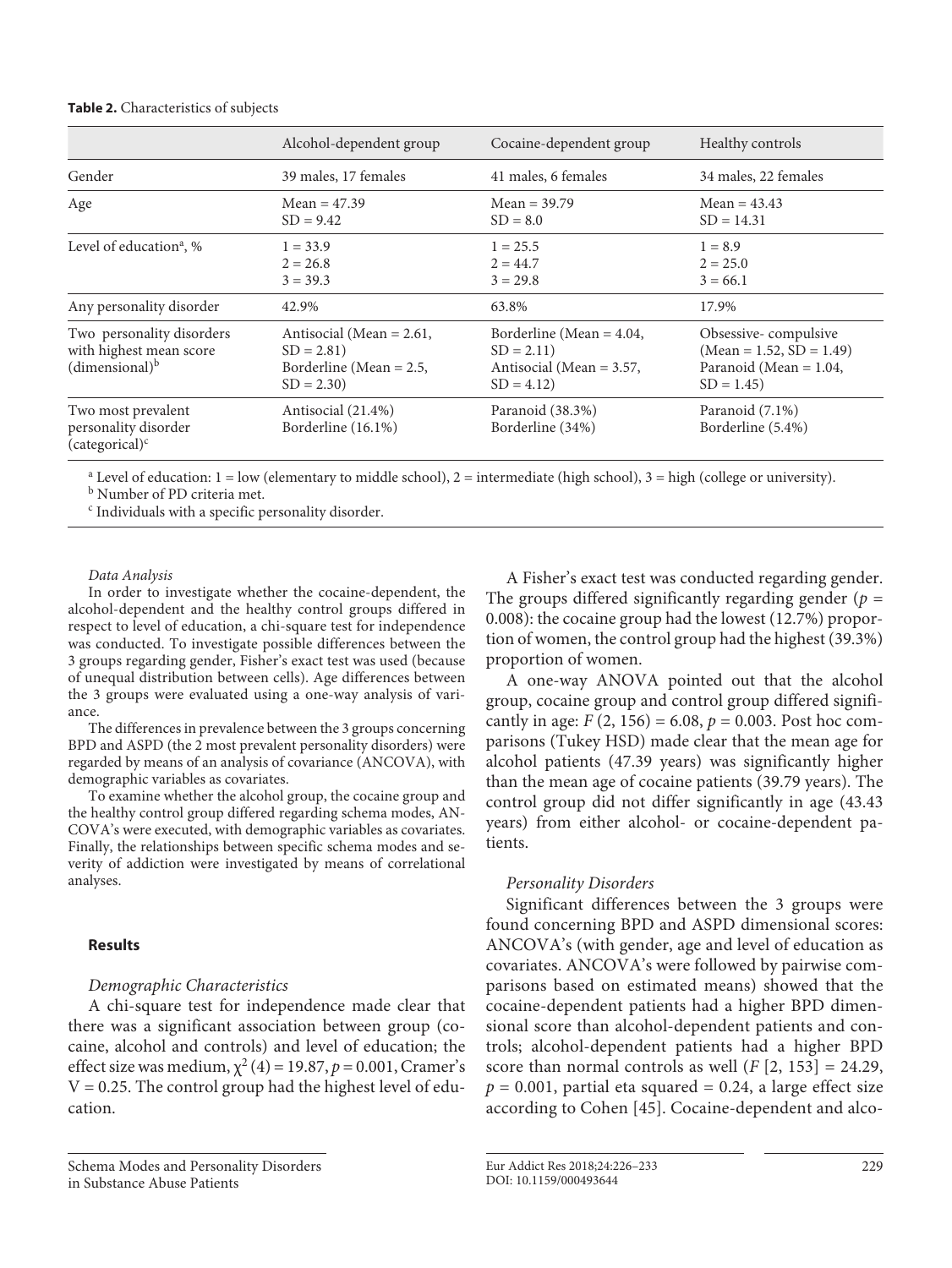**Table 2.** Characteristics of subjects

| | Alcohol-dependent group | Cocaine-dependent group | Healthy controls |
|---|---|---|---|
| Gender | 39 males, 17 females | 41 males, 6 females | 34 males, 22 females |
| Age | Mean = 47.39<br>SD = 9.42 | Mean = 39.79<br>SD = 8.0 | Mean = 43.43<br>SD = 14.31 |
| Level of education[a], % | 1 = 33.9<br>2 = 26.8<br>3 = 39.3 | 1 = 25.5<br>2 = 44.7<br>3 = 29.8 | 1 = 8.9<br>2 = 25.0<br>3 = 66.1 |
| Any personality disorder | 42.9% | 63.8% | 17.9% |
| Two personality disorders with highest mean score (dimensional)[b] | Antisocial (Mean = 2.61, SD = 2.81)<br>Borderline (Mean = 2.5, SD = 2.30) | Borderline (Mean = 4.04, SD = 2.11)<br>Antisocial (Mean = 3.57, SD = 4.12) | Obsessive- compulsive (Mean = 1.52, SD = 1.49)<br>Paranoid (Mean = 1.04, SD = 1.45) |
| Two most prevalent personality disorder (categorical)[c] | Antisocial (21.4%)<br>Borderline (16.1%) | Paranoid (38.3%)<br>Borderline (34%) | Paranoid (7.1%)<br>Borderline (5.4%) |

[a] Level of education: 1 = low (elementary to middle school), 2 = intermediate (high school), 3 = high (college or university).
[b] Number of PD criteria met.
[c] Individuals with a specific personality disorder.

*Data Analysis*

In order to investigate whether the cocaine-dependent, the alcohol-dependent and the healthy control groups differed in respect to level of education, a chi-square test for independence was conducted. To investigate possible differences between the 3 groups regarding gender, Fisher's exact test was used (because of unequal distribution between cells). Age differences between the 3 groups were evaluated using a one-way analysis of variance.

The differences in prevalence between the 3 groups concerning BPD and ASPD (the 2 most prevalent personality disorders) were regarded by means of an analysis of covariance (ANCOVA), with demographic variables as covariates.

To examine whether the alcohol group, the cocaine group and the healthy control group differed regarding schema modes, ANCOVA's were executed, with demographic variables as covariates. Finally, the relationships between specific schema modes and severity of addiction were investigated by means of correlational analyses.

## Results

*Demographic Characteristics*

A chi-square test for independence made clear that there was a significant association between group (cocaine, alcohol and controls) and level of education; the effect size was medium, $\chi^2\,(4) = 19.87$, $p = 0.001$, Cramer's $V = 0.25$. The control group had the highest level of education.

A Fisher's exact test was conducted regarding gender. The groups differed significantly regarding gender ($p = 0.008$): the cocaine group had the lowest (12.7%) proportion of women, the control group had the highest (39.3%) proportion of women.

A one-way ANOVA pointed out that the alcohol group, cocaine group and control group differed significantly in age: $F\,(2, 156) = 6.08$, $p = 0.003$. Post hoc comparisons (Tukey HSD) made clear that the mean age for alcohol patients (47.39 years) was significantly higher than the mean age of cocaine patients (39.79 years). The control group did not differ significantly in age (43.43 years) from either alcohol- or cocaine-dependent patients.

*Personality Disorders*

Significant differences between the 3 groups were found concerning BPD and ASPD dimensional scores: ANCOVA's (with gender, age and level of education as covariates. ANCOVA's were followed by pairwise comparisons based on estimated means) showed that the cocaine-dependent patients had a higher BPD dimensional score than alcohol-dependent patients and controls; alcohol-dependent patients had a higher BPD score than normal controls as well ($F\,[2, 153] = 24.29$, $p = 0.001$, partial eta squared = 0.24, a large effect size according to Cohen [45]. Cocaine-dependent and alco-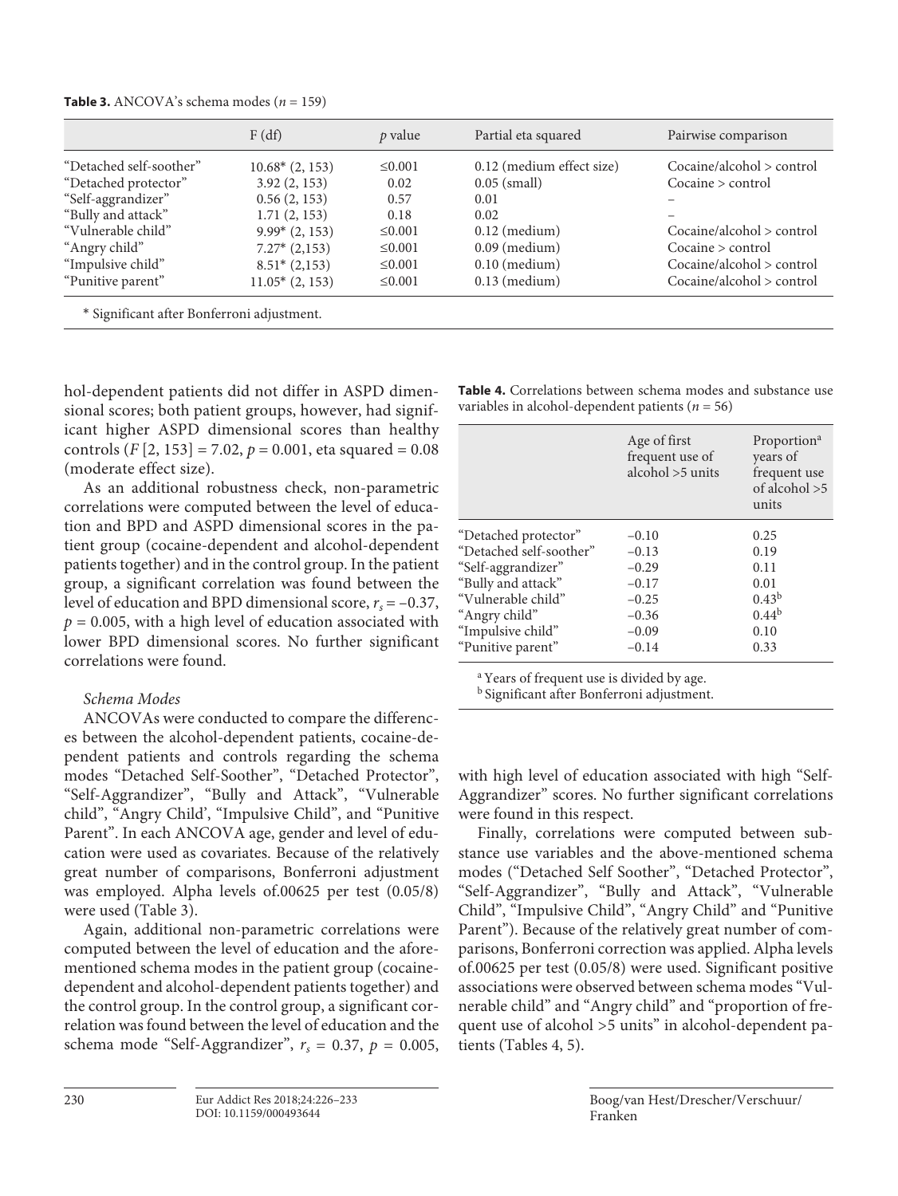**Table 3.** ANCOVA's schema modes ($n = 159$)

| | F (df) | *p* value | Partial eta squared | Pairwise comparison |
|---|---|---|---|---|
| "Detached self-soother" | 10.68* (2, 153) | ≤0.001 | 0.12 (medium effect size) | Cocaine/alcohol > control |
| "Detached protector" | 3.92 (2, 153) | 0.02 | 0.05 (small) | Cocaine > control |
| "Self-aggrandizer" | 0.56 (2, 153) | 0.57 | 0.01 | – |
| "Bully and attack" | 1.71 (2, 153) | 0.18 | 0.02 | – |
| "Vulnerable child" | 9.99* (2, 153) | ≤0.001 | 0.12 (medium) | Cocaine/alcohol > control |
| "Angry child" | 7.27* (2,153) | ≤0.001 | 0.09 (medium) | Cocaine > control |
| "Impulsive child" | 8.51* (2,153) | ≤0.001 | 0.10 (medium) | Cocaine/alcohol > control |
| "Punitive parent" | 11.05* (2, 153) | ≤0.001 | 0.13 (medium) | Cocaine/alcohol > control |

\* Significant after Bonferroni adjustment.

hol-dependent patients did not differ in ASPD dimensional scores; both patient groups, however, had significant higher ASPD dimensional scores than healthy controls ($F$ [2, 153] = 7.02, $p = 0.001$, eta squared = 0.08 (moderate effect size).

As an additional robustness check, non-parametric correlations were computed between the level of education and BPD and ASPD dimensional scores in the patient group (cocaine-dependent and alcohol-dependent patients together) and in the control group. In the patient group, a significant correlation was found between the level of education and BPD dimensional score, $r_s = -0.37$, $p = 0.005$, with a high level of education associated with lower BPD dimensional scores. No further significant correlations were found.

*Schema Modes*

ANCOVAs were conducted to compare the differences between the alcohol-dependent patients, cocaine-dependent patients and controls regarding the schema modes "Detached Self-Soother", "Detached Protector", "Self-Aggrandizer", "Bully and Attack", "Vulnerable child", "Angry Child', "Impulsive Child", and "Punitive Parent". In each ANCOVA age, gender and level of education were used as covariates. Because of the relatively great number of comparisons, Bonferroni adjustment was employed. Alpha levels of.00625 per test (0.05/8) were used (Table 3).

Again, additional non-parametric correlations were computed between the level of education and the aforementioned schema modes in the patient group (cocaine-dependent and alcohol-dependent patients together) and the control group. In the control group, a significant correlation was found between the level of education and the schema mode "Self-Aggrandizer", $r_s = 0.37$, $p = 0.005$, with high level of education associated with high "Self-Aggrandizer" scores. No further significant correlations were found in this respect.

Finally, correlations were computed between substance use variables and the above-mentioned schema modes ("Detached Self Soother", "Detached Protector", "Self-Aggrandizer", "Bully and Attack", "Vulnerable Child", "Impulsive Child", "Angry Child" and "Punitive Parent"). Because of the relatively great number of comparisons, Bonferroni correction was applied. Alpha levels of.00625 per test (0.05/8) were used. Significant positive associations were observed between schema modes "Vulnerable child" and "Angry child" and "proportion of frequent use of alcohol >5 units" in alcohol-dependent patients (Tables 4, 5).

**Table 4.** Correlations between schema modes and substance use variables in alcohol-dependent patients ($n = 56$)

| | Age of first frequent use of alcohol >5 units | Proportion[a] years of frequent use of alcohol >5 units |
|---|---|---|
| "Detached protector" | –0.10 | 0.25 |
| "Detached self-soother" | –0.13 | 0.19 |
| "Self-aggrandizer" | –0.29 | 0.11 |
| "Bully and attack" | –0.17 | 0.01 |
| "Vulnerable child" | –0.25 | 0.43[b] |
| "Angry child" | –0.36 | 0.44[b] |
| "Impulsive child" | –0.09 | 0.10 |
| "Punitive parent" | –0.14 | 0.33 |

[a] Years of frequent use is divided by age.
[b] Significant after Bonferroni adjustment.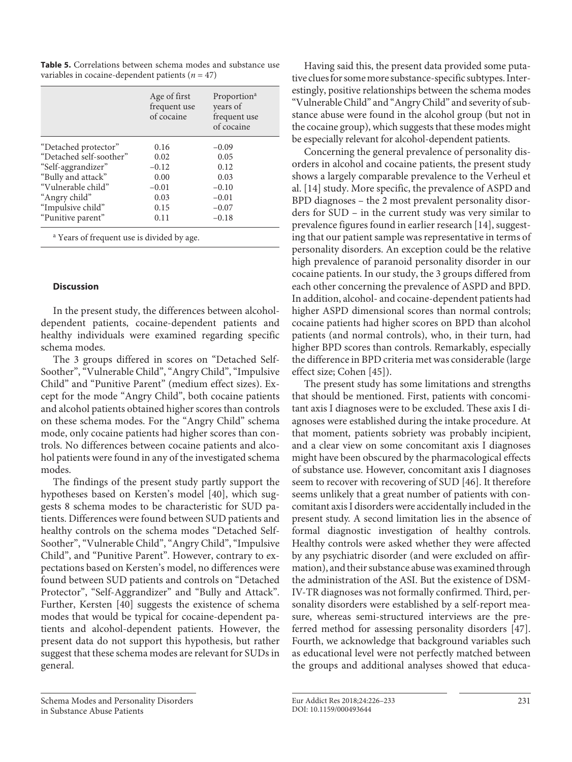**Table 5.** Correlations between schema modes and substance use variables in cocaine-dependent patients ($n = 47$)

| | Age of first frequent use of cocaine | Proportion[a] years of frequent use of cocaine |
|---|---|---|
| "Detached protector" | 0.16 | –0.09 |
| "Detached self-soother" | 0.02 | 0.05 |
| "Self-aggrandizer" | –0.12 | 0.12 |
| "Bully and attack" | 0.00 | 0.03 |
| "Vulnerable child" | –0.01 | –0.10 |
| "Angry child" | 0.03 | –0.01 |
| "Impulsive child" | 0.15 | –0.07 |
| "Punitive parent" | 0.11 | –0.18 |

[a] Years of frequent use is divided by age.

### Discussion

In the present study, the differences between alcohol-dependent patients, cocaine-dependent patients and healthy individuals were examined regarding specific schema modes.

The 3 groups differed in scores on "Detached Self-Soother", "Vulnerable Child", "Angry Child", "Impulsive Child" and "Punitive Parent" (medium effect sizes). Except for the mode "Angry Child", both cocaine patients and alcohol patients obtained higher scores than controls on these schema modes. For the "Angry Child" schema mode, only cocaine patients had higher scores than controls. No differences between cocaine patients and alcohol patients were found in any of the investigated schema modes.

The findings of the present study partly support the hypotheses based on Kersten's model [40], which suggests 8 schema modes to be characteristic for SUD patients. Differences were found between SUD patients and healthy controls on the schema modes "Detached Self-Soother", "Vulnerable Child", "Angry Child", "Impulsive Child", and "Punitive Parent". However, contrary to expectations based on Kersten's model, no differences were found between SUD patients and controls on "Detached Protector", "Self-Aggrandizer" and "Bully and Attack". Further, Kersten [40] suggests the existence of schema modes that would be typical for cocaine-dependent patients and alcohol-dependent patients. However, the present data do not support this hypothesis, but rather suggest that these schema modes are relevant for SUDs in general.

Having said this, the present data provided some putative clues for some more substance-specific subtypes. Interestingly, positive relationships between the schema modes "Vulnerable Child" and "Angry Child" and severity of substance abuse were found in the alcohol group (but not in the cocaine group), which suggests that these modes might be especially relevant for alcohol-dependent patients.

Concerning the general prevalence of personality disorders in alcohol and cocaine patients, the present study shows a largely comparable prevalence to the Verheul et al. [14] study. More specific, the prevalence of ASPD and BPD diagnoses – the 2 most prevalent personality disorders for SUD – in the current study was very similar to prevalence figures found in earlier research [14], suggesting that our patient sample was representative in terms of personality disorders. An exception could be the relative high prevalence of paranoid personality disorder in our cocaine patients. In our study, the 3 groups differed from each other concerning the prevalence of ASPD and BPD. In addition, alcohol- and cocaine-dependent patients had higher ASPD dimensional scores than normal controls; cocaine patients had higher scores on BPD than alcohol patients (and normal controls), who, in their turn, had higher BPD scores than controls. Remarkably, especially the difference in BPD criteria met was considerable (large effect size; Cohen [45]).

The present study has some limitations and strengths that should be mentioned. First, patients with concomitant axis I diagnoses were to be excluded. These axis I diagnoses were established during the intake procedure. At that moment, patients sobriety was probably incipient, and a clear view on some concomitant axis I diagnoses might have been obscured by the pharmacological effects of substance use. However, concomitant axis I diagnoses seem to recover with recovering of SUD [46]. It therefore seems unlikely that a great number of patients with concomitant axis I disorders were accidentally included in the present study. A second limitation lies in the absence of formal diagnostic investigation of healthy controls. Healthy controls were asked whether they were affected by any psychiatric disorder (and were excluded on affirmation), and their substance abuse was examined through the administration of the ASI. But the existence of DSM-IV-TR diagnoses was not formally confirmed. Third, personality disorders were established by a self-report measure, whereas semi-structured interviews are the preferred method for assessing personality disorders [47]. Fourth, we acknowledge that background variables such as educational level were not perfectly matched between the groups and additional analyses showed that educa-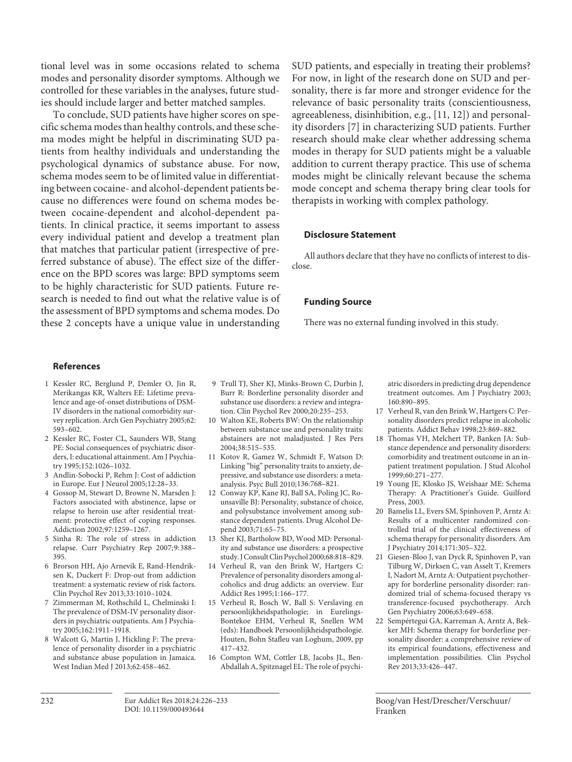tional level was in some occasions related to schema modes and personality disorder symptoms. Although we controlled for these variables in the analyses, future studies should include larger and better matched samples.

To conclude, SUD patients have higher scores on specific schema modes than healthy controls, and these schema modes might be helpful in discriminating SUD patients from healthy individuals and understanding the psychological dynamics of substance abuse. For now, schema modes seem to be of limited value in differentiating between cocaine- and alcohol-dependent patients because no differences were found on schema modes between cocaine-dependent and alcohol-dependent patients. In clinical practice, it seems important to assess every individual patient and develop a treatment plan that matches that particular patient (irrespective of preferred substance of abuse). The effect size of the difference on the BPD scores was large: BPD symptoms seem to be highly characteristic for SUD patients. Future research is needed to find out what the relative value is of the assessment of BPD symptoms and schema modes. Do these 2 concepts have a unique value in understanding SUD patients, and especially in treating their problems? For now, in light of the research done on SUD and personality, there is far more and stronger evidence for the relevance of basic personality traits (conscientiousness, agreeableness, disinhibition, e.g., [11, 12]) and personality disorders [7] in characterizing SUD patients. Further research should make clear whether addressing schema modes in therapy for SUD patients might be a valuable addition to current therapy practice. This use of schema modes might be clinically relevant because the schema mode concept and schema therapy bring clear tools for therapists in working with complex pathology.

### Disclosure Statement

All authors declare that they have no conflicts of interest to disclose.

### Funding Source

There was no external funding involved in this study.

## References

1 Kessler RC, Berglund P, Demler O, Jin R, Merikangas KR, Walters EE: Lifetime prevalence and age-of-onset distributions of DSM-IV disorders in the national comorbidity survey replication. Arch Gen Psychiatry 2005;62:593–602.

2 Kessler RC, Foster CL, Saunders WB, Stang PE: Social consequences of psychiatric disorders, I: educational attainment. Am J Psychiatry 1995;152:1026–1032.

3 Andlin-Sobocki P, Rehm J: Cost of addiction in Europe. Eur J Neurol 2005;12:28–33.

4 Gossop M, Stewart D, Browne N, Marsden J: Factors associated with abstinence, lapse or relapse to heroin use after residential treatment: protective effect of coping responses. Addiction 2002;97:1259–1267.

5 Sinha R: The role of stress in addiction relapse. Curr Psychiatry Rep 2007;9:388–395.

6 Brorson HH, Ajo Arnevik E, Rand-Hendriksen K, Duckert F: Drop-out from addiction treatment: a systematic review of risk factors. Clin Psychol Rev 2013;33:1010–1024.

7 Zimmerman M, Rothschild L, Chelminski I: The prevalence of DSM-IV personality disorders in psychiatric outpatients. Am J Psychiatry 2005;162:1911–1918.

8 Walcott G, Martin J, Hickling F: The prevalence of personality disorder in a psychiatric and substance abuse population in Jamaica. West Indian Med J 2013;62:458–462.

9 Trull TJ, Sher KJ, Minks-Brown C, Durbin J, Burr R: Borderline personality disorder and substance use disorders: a review and integration. Clin Psychol Rev 2000;20:235–253.

10 Walton KE, Roberts BW: On the relationship between substance use and personality traits: abstainers are not maladjusted. J Res Pers 2004;38:515–535.

11 Kotov R, Gamez W, Schmidt F, Watson D: Linking "big" personality traits to anxiety, depressive, and substance use disorders: a meta-analysis. Psyc Bull 2010;136:768–821.

12 Conway KP, Kane RJ, Ball SA, Poling JC, Rounsaville BJ: Personality, substance of choice, and polysubstance involvement among substance dependent patients. Drug Alcohol Depend 2003;71:65–75.

13 Sher KJ, Bartholow BD, Wood MD: Personality and substance use disorders: a prospective study. J Consult Clin Psychol 2000;68:818–829.

14 Verheul R, van den Brink W, Hartgers C: Prevalence of personality disorders among alcoholics and drug addicts: an overview. Eur Addict Res 1995;1:166–177.

15 Verheul R, Bosch W, Ball S: Verslaving en persoonlijkheidspathologie; in Eurelings-Bontekoe EHM, Verheul R, Snellen WM (eds): Handboek Persoonlijkheidspathologie. Houten, Bohn Stafleu van Loghum, 2009, pp 417–432.

16 Compton WM, Cottler LB, Jacobs JL, Ben-Abdallah A, Spitznagel EL: The role of psychiatric disorders in predicting drug dependence treatment outcomes. Am J Psychiatry 2003;160:890–895.

17 Verheul R, van den Brink W, Hartgers C: Personality disorders predict relapse in alcoholic patients. Addict Behav 1998;23:869–882.

18 Thomas VH, Melchert TP, Banken JA: Substance dependence and personality disorders: comorbidity and treatment outcome in an inpatient treatment population. J Stud Alcohol 1999;60:271–277.

19 Young JE, Klosko JS, Weishaar ME: Schema Therapy: A Practitioner's Guide. Guilford Press, 2003.

20 Bamelis LL, Evers SM, Spinhoven P, Arntz A: Results of a multicenter randomized controlled trial of the clinical effectiveness of schema therapy for personality disorders. Am J Psychiatry 2014;171:305–322.

21 Giesen-Bloo J, van Dyck R, Spinhoven P, van Tilburg W, Dirksen C, van Asselt T, Kremers I, Nadort M, Arntz A: Outpatient psychotherapy for borderline personality disorder: randomized trial of schema-focused therapy vs transference-focused psychotherapy. Arch Gen Psychiatry 2006;63:649–658.

22 Sempértegui GA, Karreman A, Arntz A, Bekker MH: Schema therapy for borderline personality disorder: a comprehensive review of its empirical foundations, effectiveness and implementation possibilities. Clin Psychol Rev 2013;33:426–447.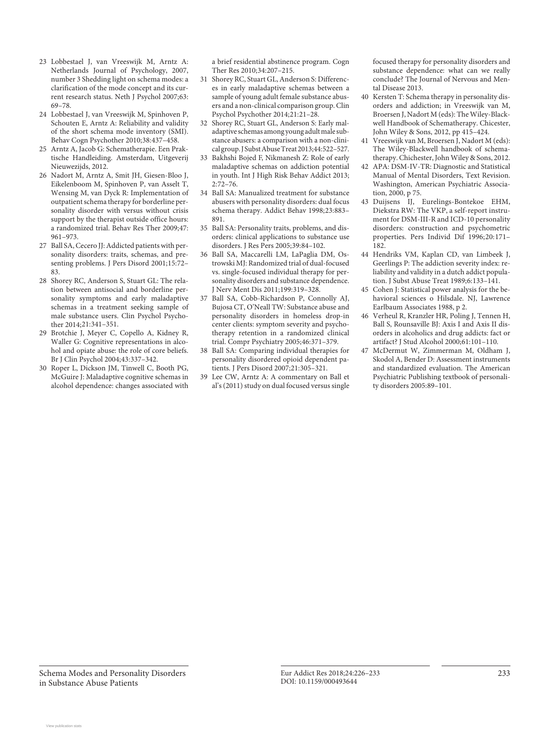23 Lobbestael J, van Vreeswijk M, Arntz A: Netherlands Journal of Psychology, 2007, number 3 Shedding light on schema modes: a clarification of the mode concept and its current research status. Neth J Psychol 2007;63: 69–78.

24 Lobbestael J, van Vreeswijk M, Spinhoven P, Schouten E, Arntz A: Reliability and validity of the short schema mode inventory (SMI). Behav Cogn Psychother 2010;38:437–458.

25 Arntz A, Jacob G: Schematherapie. Een Praktische Handleiding. Amsterdam, Uitgeverij Nieuwezijds, 2012.

26 Nadort M, Arntz A, Smit JH, Giesen-Bloo J, Eikelenboom M, Spinhoven P, van Asselt T, Wensing M, van Dyck R: Implementation of outpatient schema therapy for borderline personality disorder with versus without crisis support by the therapist outside office hours: a randomized trial. Behav Res Ther 2009;47: 961–973.

27 Ball SA, Cecero JJ: Addicted patients with personality disorders: traits, schemas, and presenting problems. J Pers Disord 2001;15:72–83.

28 Shorey RC, Anderson S, Stuart GL: The relation between antisocial and borderline personality symptoms and early maladaptive schemas in a treatment seeking sample of male substance users. Clin Psychol Psychother 2014;21:341–351.

29 Brotchie J, Meyer C, Copello A, Kidney R, Waller G: Cognitive representations in alcohol and opiate abuse: the role of core beliefs. Br J Clin Psychol 2004;43:337–342.

30 Roper L, Dickson JM, Tinwell C, Booth PG, McGuire J: Maladaptive cognitive schemas in alcohol dependence: changes associated with a brief residential abstinence program. Cogn Ther Res 2010;34:207–215.

31 Shorey RC, Stuart GL, Anderson S: Differences in early maladaptive schemas between a sample of young adult female substance abusers and a non-clinical comparison group. Clin Psychol Psychother 2014;21:21–28.

32 Shorey RC, Stuart GL, Anderson S: Early maladaptive schemas among young adult male substance abusers: a comparison with a non-clinical group. J Subst Abuse Treat 2013;44:522–527.

33 Bakhshi Bojed F, Nikmanesh Z: Role of early maladaptive schemas on addiction potential in youth. Int J High Risk Behav Addict 2013; 2:72–76.

34 Ball SA: Manualized treatment for substance abusers with personality disorders: dual focus schema therapy. Addict Behav 1998;23:883–891.

35 Ball SA: Personality traits, problems, and disorders: clinical applications to substance use disorders. J Res Pers 2005;39:84–102.

36 Ball SA, Maccarelli LM, LaPaglia DM, Ostrowski MJ: Randomized trial of dual-focused vs. single-focused individual therapy for personality disorders and substance dependence. J Nerv Ment Dis 2011;199:319–328.

37 Ball SA, Cobb-Richardson P, Connolly AJ, Bujosa CT, O'Neall TW: Substance abuse and personality disorders in homeless drop-in center clients: symptom severity and psychotherapy retention in a randomized clinical trial. Compr Psychiatry 2005;46:371–379.

38 Ball SA: Comparing individual therapies for personality disordered opioid dependent patients. J Pers Disord 2007;21:305–321.

39 Lee CW, Arntz A: A commentary on Ball et al's (2011) study on dual focused versus single focused therapy for personality disorders and substance dependence: what can we really conclude? The Journal of Nervous and Mental Disease 2013.

40 Kersten T: Schema therapy in personality disorders and addiction; in Vreeswijk van M, Broersen J, Nadort M (eds): The Wiley-Blackwell Handbook of Schematherapy. Chicester, John Wiley & Sons, 2012, pp 415–424.

41 Vreeswijk van M, Broersen J, Nadort M (eds): The Wiley-Blackwell handbook of schematherapy. Chichester, John Wiley & Sons, 2012.

42 APA: DSM-IV-TR: Diagnostic and Statistical Manual of Mental Disorders, Text Revision. Washington, American Psychiatric Association, 2000, p 75.

43 Duijsens IJ, Eurelings-Bontekoe EHM, Diekstra RW: The VKP, a self-report instrument for DSM-III-R and ICD-10 personality disorders: construction and psychometric properties. Pers Individ Dif 1996;20:171–182.

44 Hendriks VM, Kaplan CD, van Limbeek J, Geerlings P: The addiction severity index: reliability and validity in a dutch addict population. J Subst Abuse Treat 1989;6:133–141.

45 Cohen J: Statistical power analysis for the behavioral sciences o Hilsdale. NJ, Lawrence Earlbaum Associates 1988, p 2.

46 Verheul R, Kranzler HR, Poling J, Tennen H, Ball S, Rounsaville BJ: Axis I and Axis II disorders in alcoholics and drug addicts: fact or artifact? J Stud Alcohol 2000;61:101–110.

47 McDermut W, Zimmerman M, Oldham J, Skodol A, Bender D: Assessment instruments and standardized evaluation. The American Psychiatric Publishing textbook of personality disorders 2005:89–101.